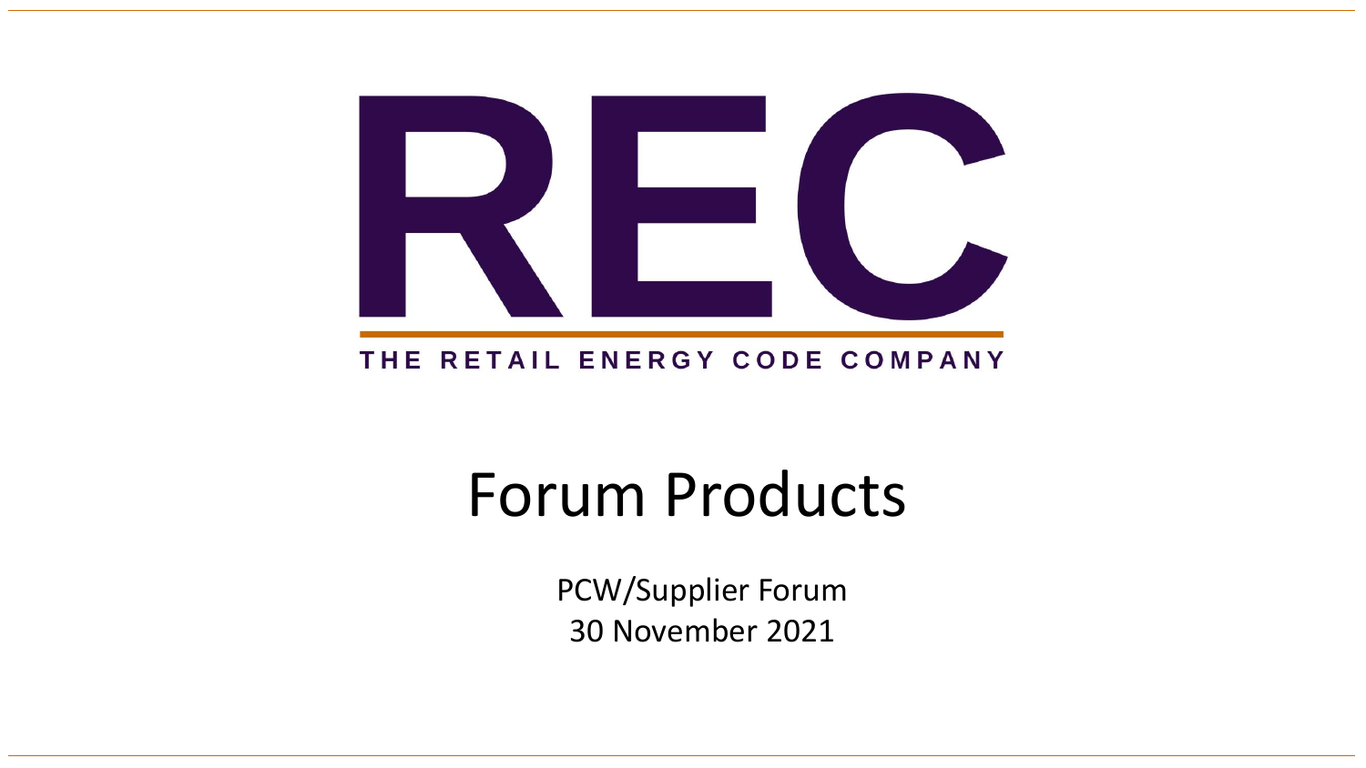REC

THE RETAIL ENERGY CODE COMPANY

# Forum Products

PCW/Supplier Forum

30 November 2021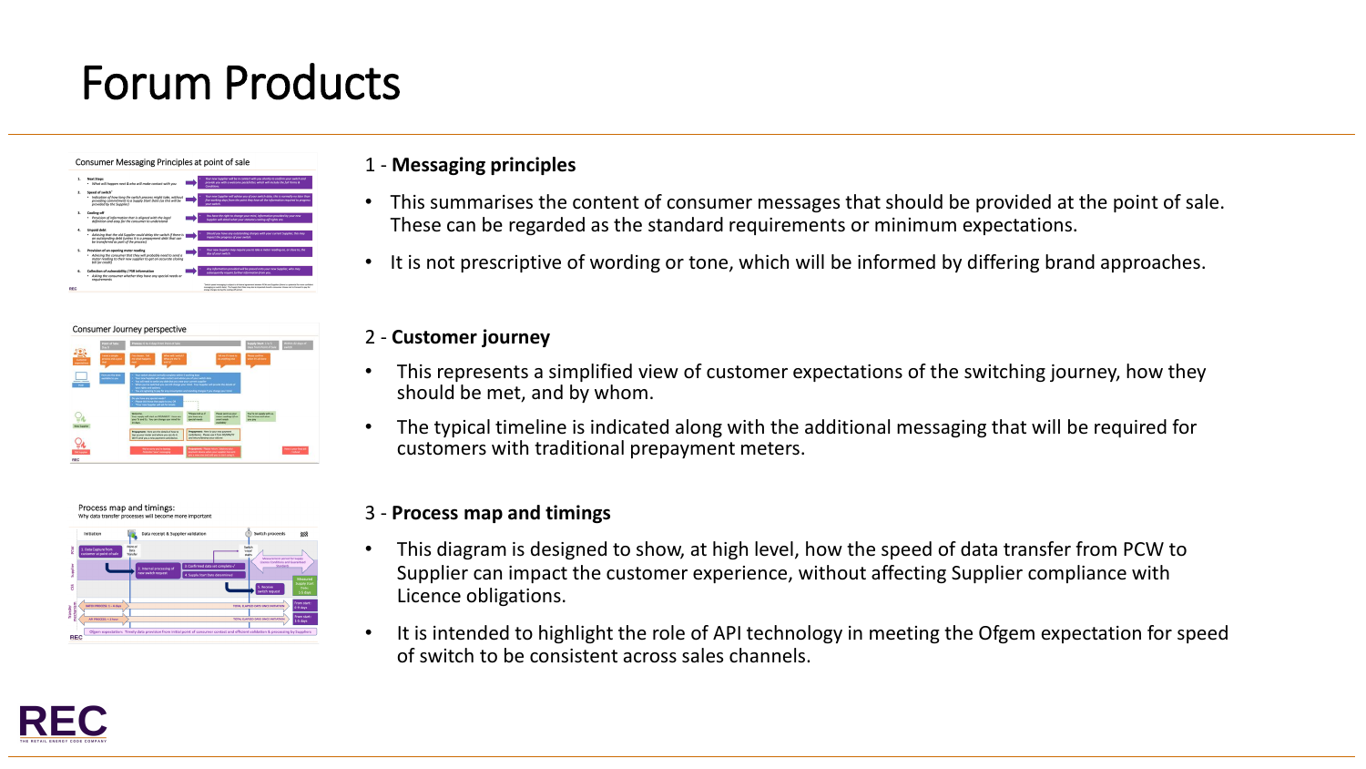# Forum Products

1 - **Messaging principles**

- This summarises the content of consumer messages that should be provided at the point of sale. These can be regarded as the standard requirements or minimum expectations.
- It is not prescriptive of wording or tone, which will be informed by differing brand approaches.

2 - **Customer journey**

- This represents a simplified view of customer expectations of the switching journey, how they should be met, and by whom.
- The typical timeline is indicated along with the additional messaging that will be required for customers with traditional prepayment meters.

3 - **Process map and timings**

- This diagram is designed to show, at high level, how the speed of data transfer from PCW to Supplier can impact the customer experience, without affecting Supplier compliance with Licence obligations.
- It is intended to highlight the role of API technology in meeting the Ofgem expectation for speed of switch to be consistent across sales channels.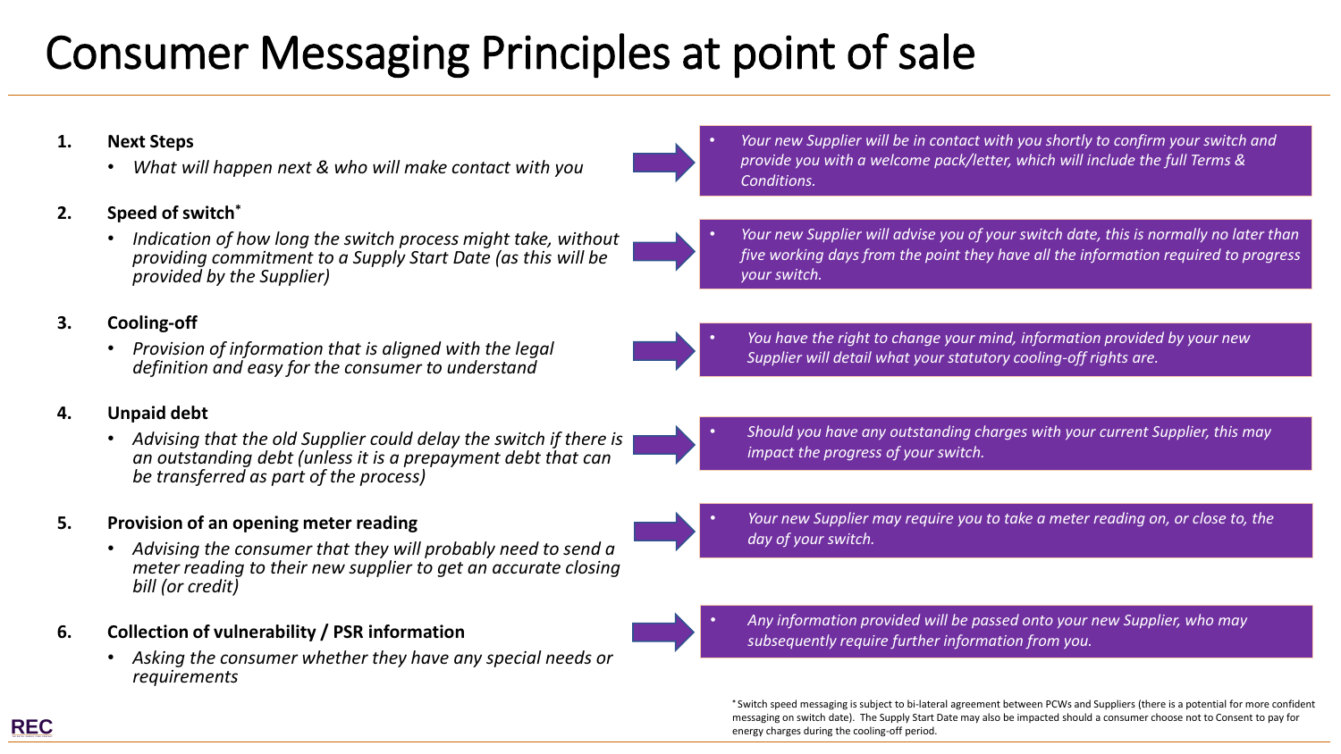# Consumer Messaging Principles at point of sale

1. **Next Steps**
   - *What will happen next & who will make contact with you*

   → *Your new Supplier will be in contact with you shortly to confirm your switch and provide you with a welcome pack/letter, which will include the full Terms & Conditions.*

2. **Speed of switch***
   - *Indication of how long the switch process might take, without providing commitment to a Supply Start Date (as this will be provided by the Supplier)*

   → *Your new Supplier will advise you of your switch date, this is normally no later than five working days from the point they have all the information required to progress your switch.*

3. **Cooling-off**
   - *Provision of information that is aligned with the legal definition and easy for the consumer to understand*

   → *You have the right to change your mind, information provided by your new Supplier will detail what your statutory cooling-off rights are.*

4. **Unpaid debt**
   - *Advising that the old Supplier could delay the switch if there is an outstanding debt (unless it is a prepayment debt that can be transferred as part of the process)*

   → *Should you have any outstanding charges with your current Supplier, this may impact the progress of your switch.*

5. **Provision of an opening meter reading**
   - *Advising the consumer that they will probably need to send a meter reading to their new supplier to get an accurate closing bill (or credit)*

   → *Your new Supplier may require you to take a meter reading on, or close to, the day of your switch.*

6. **Collection of vulnerability / PSR information**
   - *Asking the consumer whether they have any special needs or requirements*

   → *Any information provided will be passed onto your new Supplier, who may subsequently require further information from you.*

\* Switch speed messaging is subject to bi-lateral agreement between PCWs and Suppliers (there is a potential for more confident messaging on switch date). The Supply Start Date may also be impacted should a consumer choose not to Consent to pay for energy charges during the cooling-off period.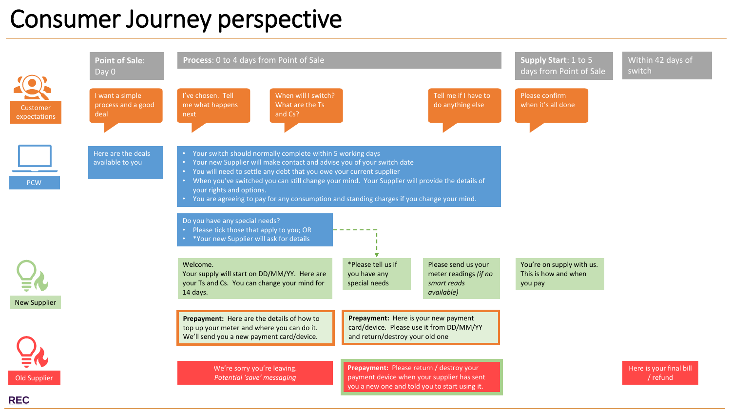# Consumer Journey perspective

| | Point of Sale: Day 0 | Process: 0 to 4 days from Point of Sale | | | Supply Start: 1 to 5 days from Point of Sale | Within 42 days of switch |
|---|---|---|---|---|---|---|
| **Customer expectations** | I want a simple process and a good deal | I've chosen. Tell me what happens next | When will I switch? What are the Ts and Cs? | Tell me if I have to do anything else | Please confirm when it's all done | |
| **PCW** | Here are the deals available to you | • Your switch should normally complete within 5 working days<br>• Your new Supplier will make contact and advise you of your switch date<br>• You will need to settle any debt that you owe your current supplier<br>• When you've switched you can still change your mind. Your Supplier will provide the details of your rights and options.<br>• You are agreeing to pay for any consumption and standing charges if you change your mind.<br><br>Do you have any special needs?<br>• Please tick those that apply to you; OR<br>• *Your new Supplier will ask for details | | | | |
| **New Supplier** | | Welcome. Your supply will start on DD/MM/YY. Here are your Ts and Cs. You can change your mind for 14 days.<br><br>**Prepayment:** Here are the details of how to top up your meter and where you can do it. We'll send you a new payment card/device. | *Please tell us if you have any special needs<br><br>**Prepayment:** Here is your new payment card/device. Please use it from DD/MM/YY and return/destroy your old one | Please send us your meter readings *(if no smart reads available)* | You're on supply with us. This is how and when you pay | |
| **Old Supplier** | | We're sorry you're leaving. *Potential 'save' messaging* | **Prepayment:** Please return / destroy your payment device when your supplier has sent you a new one and told you to start using it. | | | Here is your final bill / refund |

REC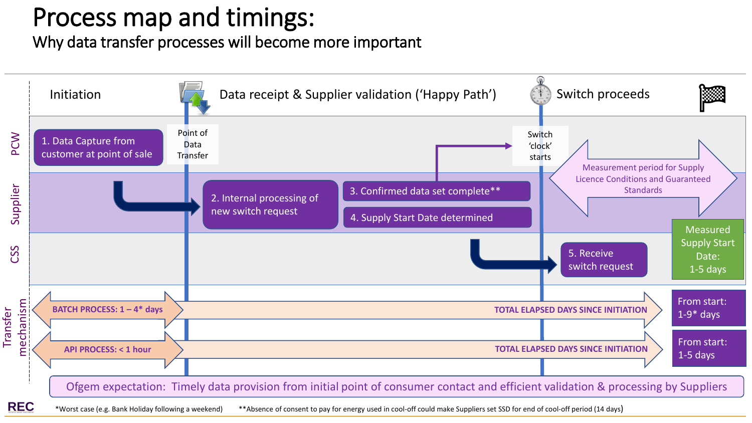# Process map and timings:

## Why data transfer processes will become more important

Initiation

Data receipt & Supplier validation ('Happy Path')

Switch proceeds

PCW

Supplier

CSS

Transfer mechanism

1. Data Capture from customer at point of sale

Point of Data Transfer

2. Internal processing of new switch request

3. Confirmed data set complete**

4. Supply Start Date determined

Switch 'clock' starts

Measurement period for Supply Licence Conditions and Guaranteed Standards

5. Receive switch request

Measured Supply Start Date: 1-5 days

BATCH PROCESS: 1 – 4* days

TOTAL ELAPSED DAYS SINCE INITIATION

From start: 1-9* days

API PROCESS: < 1 hour

TOTAL ELAPSED DAYS SINCE INITIATION

From start: 1-5 days

Ofgem expectation: Timely data provision from initial point of consumer contact and efficient validation & processing by Suppliers

*Worst case (e.g. Bank Holiday following a weekend)

**Absence of consent to pay for energy used in cool-off could make Suppliers set SSD for end of cool-off period (14 days)